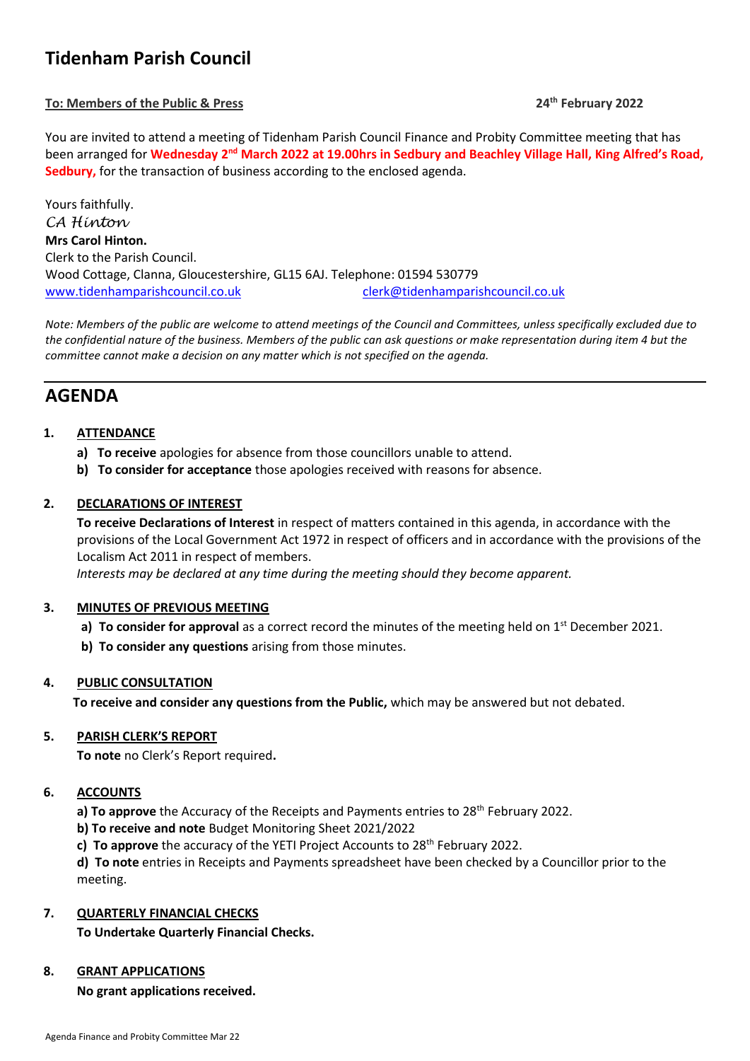# Tidenham Parish Council

**To: Members of the Public & Press** **24th February 2022**

You are invited to attend a meeting of Tidenham Parish Council Finance and Probity Committee meeting that has been arranged for **Wednesday 2nd March 2022 at 19.00hrs in Sedbury and Beachley Village Hall, King Alfred's Road, Sedbury,** for the transaction of business according to the enclosed agenda.

Yours faithfully.
*CA Hinton*
**Mrs Carol Hinton.**
Clerk to the Parish Council.
Wood Cottage, Clanna, Gloucestershire, GL15 6AJ. Telephone: 01594 530779
www.tidenhamparishcouncil.co.uk clerk@tidenhamparishcouncil.co.uk

*Note: Members of the public are welcome to attend meetings of the Council and Committees, unless specifically excluded due to the confidential nature of the business. Members of the public can ask questions or make representation during item 4 but the committee cannot make a decision on any matter which is not specified on the agenda.*

---

## AGENDA

**1. ATTENDANCE**

- **a) To receive** apologies for absence from those councillors unable to attend.
- **b) To consider for acceptance** those apologies received with reasons for absence.

**2. DECLARATIONS OF INTEREST**

**To receive Declarations of Interest** in respect of matters contained in this agenda, in accordance with the provisions of the Local Government Act 1972 in respect of officers and in accordance with the provisions of the Localism Act 2011 in respect of members.
*Interests may be declared at any time during the meeting should they become apparent.*

**3. MINUTES OF PREVIOUS MEETING**

- **a) To consider for approval** as a correct record the minutes of the meeting held on 1st December 2021.
- **b) To consider any questions** arising from those minutes.

**4. PUBLIC CONSULTATION**

**To receive and consider any questions from the Public,** which may be answered but not debated.

**5. PARISH CLERK'S REPORT**

**To note** no Clerk's Report required**.**

**6. ACCOUNTS**

**a) To approve** the Accuracy of the Receipts and Payments entries to 28th February 2022.
**b) To receive and note** Budget Monitoring Sheet 2021/2022
**c) To approve** the accuracy of the YETI Project Accounts to 28th February 2022.
**d) To note** entries in Receipts and Payments spreadsheet have been checked by a Councillor prior to the meeting.

**7. QUARTERLY FINANCIAL CHECKS**

**To Undertake Quarterly Financial Checks.**

**8. GRANT APPLICATIONS**

**No grant applications received.**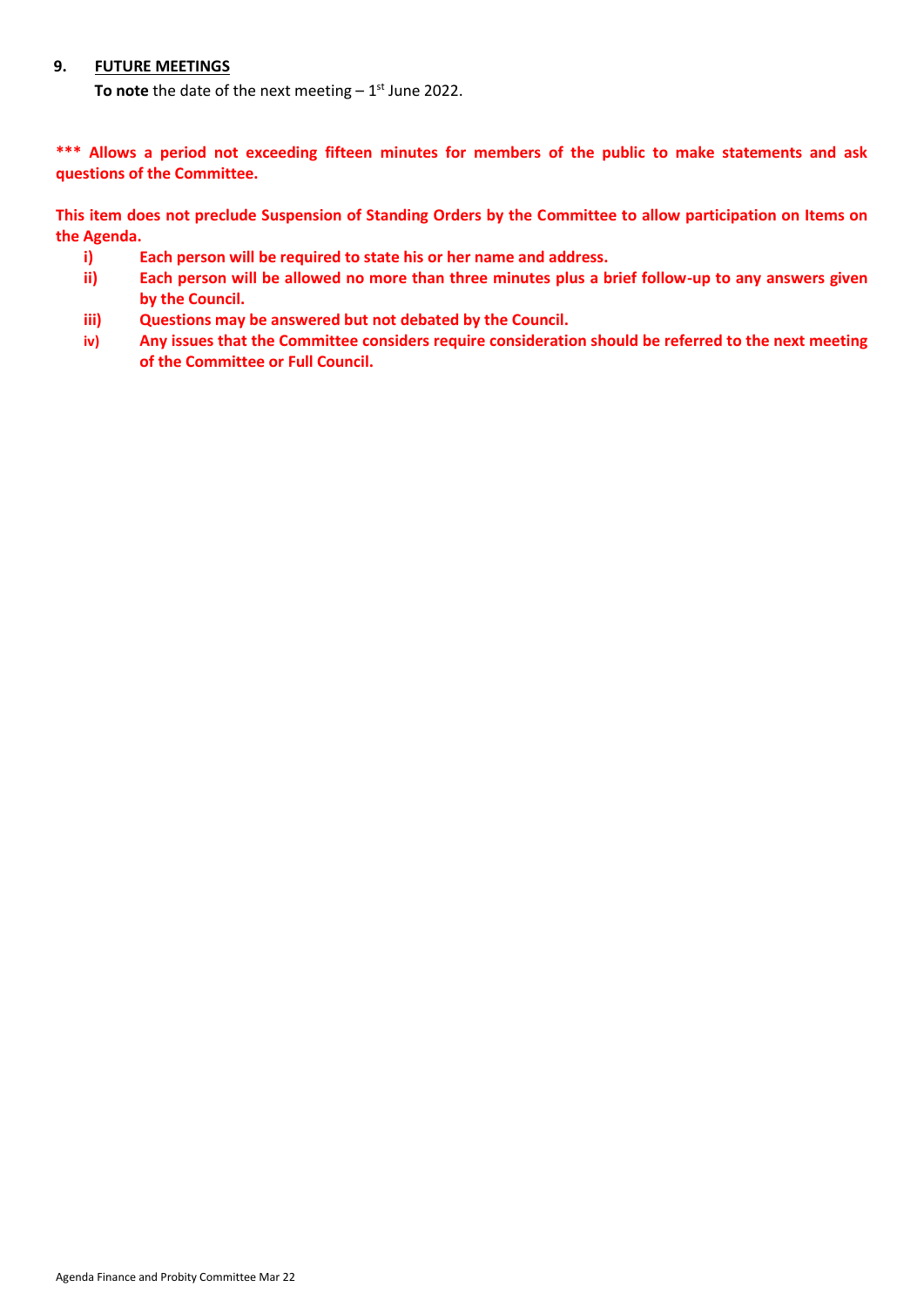## 9. FUTURE MEETINGS

**To note** the date of the next meeting – 1st June 2022.

**\*\*\* Allows a period not exceeding fifteen minutes for members of the public to make statements and ask questions of the Committee.**

**This item does not preclude Suspension of Standing Orders by the Committee to allow participation on Items on the Agenda.**

- **i) Each person will be required to state his or her name and address.**
- **ii) Each person will be allowed no more than three minutes plus a brief follow-up to any answers given by the Council.**
- **iii) Questions may be answered but not debated by the Council.**
- **iv) Any issues that the Committee considers require consideration should be referred to the next meeting of the Committee or Full Council.**